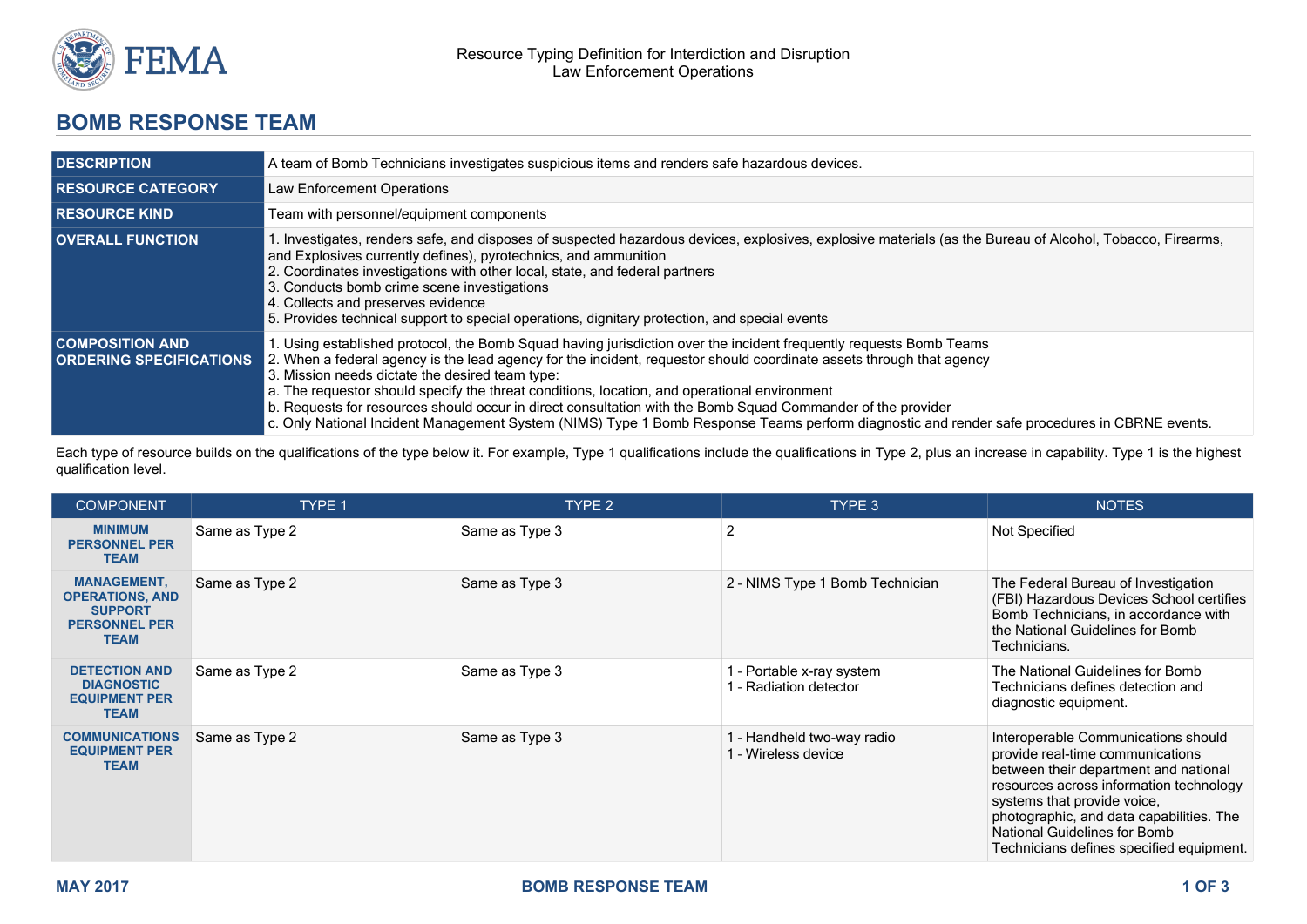Resource Typing Definition for Interdiction and Disruption
Law Enforcement Operations

# BOMB RESPONSE TEAM

| | |
|---|---|
| **DESCRIPTION** | A team of Bomb Technicians investigates suspicious items and renders safe hazardous devices. |
| **RESOURCE CATEGORY** | Law Enforcement Operations |
| **RESOURCE KIND** | Team with personnel/equipment components |
| **OVERALL FUNCTION** | 1. Investigates, renders safe, and disposes of suspected hazardous devices, explosives, explosive materials (as the Bureau of Alcohol, Tobacco, Firearms, and Explosives currently defines), pyrotechnics, and ammunition<br>2. Coordinates investigations with other local, state, and federal partners<br>3. Conducts bomb crime scene investigations<br>4. Collects and preserves evidence<br>5. Provides technical support to special operations, dignitary protection, and special events |
| **COMPOSITION AND ORDERING SPECIFICATIONS** | 1. Using established protocol, the Bomb Squad having jurisdiction over the incident frequently requests Bomb Teams<br>2. When a federal agency is the lead agency for the incident, requestor should coordinate assets through that agency<br>3. Mission needs dictate the desired team type:<br>a. The requestor should specify the threat conditions, location, and operational environment<br>b. Requests for resources should occur in direct consultation with the Bomb Squad Commander of the provider<br>c. Only National Incident Management System (NIMS) Type 1 Bomb Response Teams perform diagnostic and render safe procedures in CBRNE events. |

Each type of resource builds on the qualifications of the type below it. For example, Type 1 qualifications include the qualifications in Type 2, plus an increase in capability. Type 1 is the highest qualification level.

| COMPONENT | TYPE 1 | TYPE 2 | TYPE 3 | NOTES |
|---|---|---|---|---|
| **MINIMUM PERSONNEL PER TEAM** | Same as Type 2 | Same as Type 3 | 2 | Not Specified |
| **MANAGEMENT, OPERATIONS, AND SUPPORT PERSONNEL PER TEAM** | Same as Type 2 | Same as Type 3 | 2 - NIMS Type 1 Bomb Technician | The Federal Bureau of Investigation (FBI) Hazardous Devices School certifies Bomb Technicians, in accordance with the National Guidelines for Bomb Technicians. |
| **DETECTION AND DIAGNOSTIC EQUIPMENT PER TEAM** | Same as Type 2 | Same as Type 3 | 1 - Portable x-ray system<br>1 - Radiation detector | The National Guidelines for Bomb Technicians defines detection and diagnostic equipment. |
| **COMMUNICATIONS EQUIPMENT PER TEAM** | Same as Type 2 | Same as Type 3 | 1 - Handheld two-way radio<br>1 - Wireless device | Interoperable Communications should provide real-time communications between their department and national resources across information technology systems that provide voice, photographic, and data capabilities. The National Guidelines for Bomb Technicians defines specified equipment. |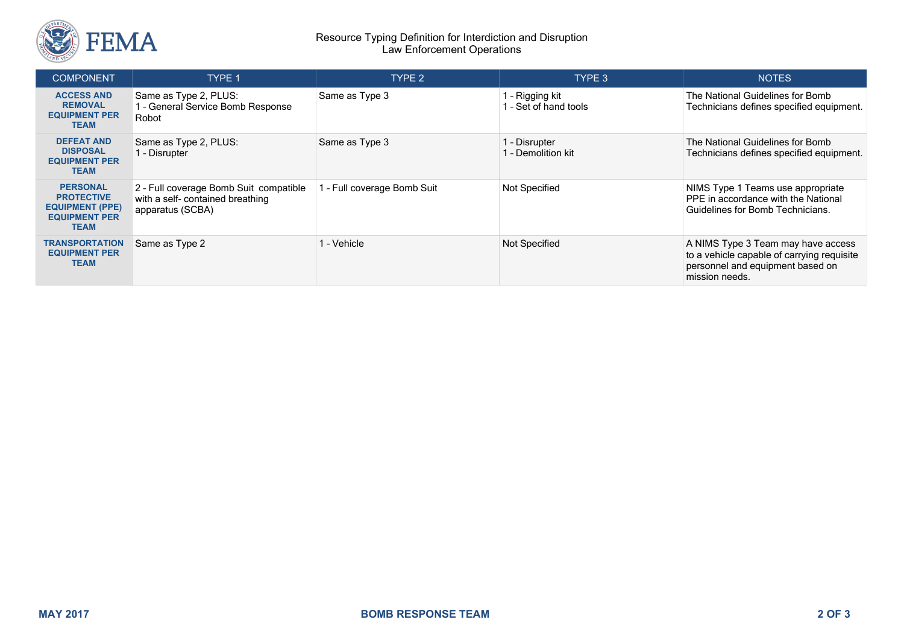Resource Typing Definition for Interdiction and Disruption
Law Enforcement Operations

| COMPONENT | TYPE 1 | TYPE 2 | TYPE 3 | NOTES |
|---|---|---|---|---|
| **ACCESS AND REMOVAL EQUIPMENT PER TEAM** | Same as Type 2, PLUS:<br>1 - General Service Bomb Response Robot | Same as Type 3 | 1 - Rigging kit<br>1 - Set of hand tools | The National Guidelines for Bomb Technicians defines specified equipment. |
| **DEFEAT AND DISPOSAL EQUIPMENT PER TEAM** | Same as Type 2, PLUS:<br>1 - Disrupter | Same as Type 3 | 1 - Disrupter<br>1 - Demolition kit | The National Guidelines for Bomb Technicians defines specified equipment. |
| **PERSONAL PROTECTIVE EQUIPMENT (PPE) EQUIPMENT PER TEAM** | 2 - Full coverage Bomb Suit compatible with a self- contained breathing apparatus (SCBA) | 1 - Full coverage Bomb Suit | Not Specified | NIMS Type 1 Teams use appropriate PPE in accordance with the National Guidelines for Bomb Technicians. |
| **TRANSPORTATION EQUIPMENT PER TEAM** | Same as Type 2 | 1 - Vehicle | Not Specified | A NIMS Type 3 Team may have access to a vehicle capable of carrying requisite personnel and equipment based on mission needs. |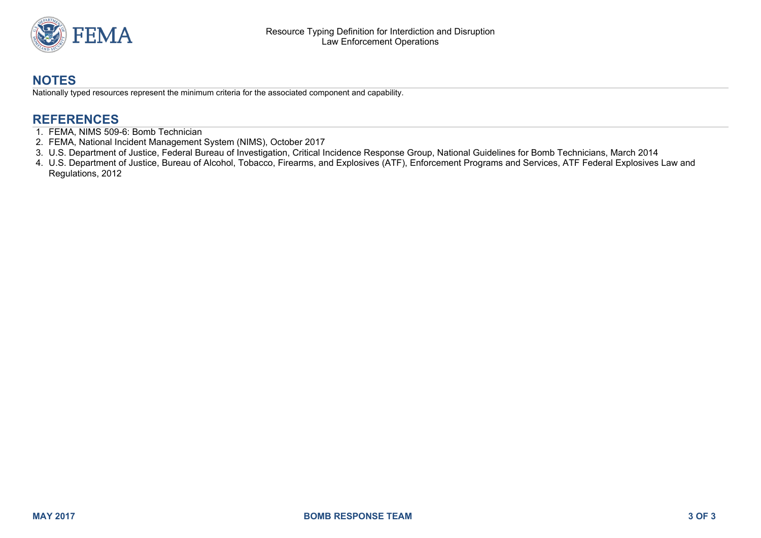## NOTES

Nationally typed resources represent the minimum criteria for the associated component and capability.

## REFERENCES

1. FEMA, NIMS 509-6: Bomb Technician
2. FEMA, National Incident Management System (NIMS), October 2017
3. U.S. Department of Justice, Federal Bureau of Investigation, Critical Incidence Response Group, National Guidelines for Bomb Technicians, March 2014
4. U.S. Department of Justice, Bureau of Alcohol, Tobacco, Firearms, and Explosives (ATF), Enforcement Programs and Services, ATF Federal Explosives Law and Regulations, 2012